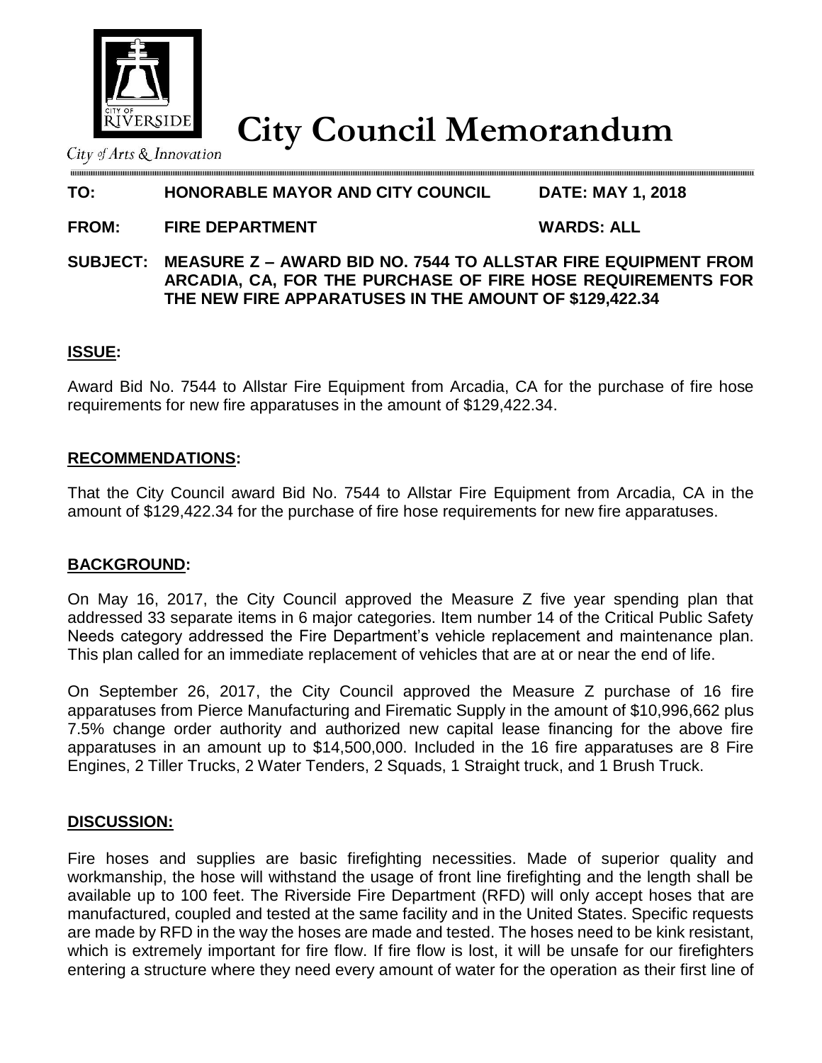City of Arts & Innovation

# City Council Memorandum

**TO:** **HONORABLE MAYOR AND CITY COUNCIL** **DATE: MAY 1, 2018**

**FROM:** **FIRE DEPARTMENT** **WARDS: ALL**

**SUBJECT:** **MEASURE Z – AWARD BID NO. 7544 TO ALLSTAR FIRE EQUIPMENT FROM ARCADIA, CA, FOR THE PURCHASE OF FIRE HOSE REQUIREMENTS FOR THE NEW FIRE APPARATUSES IN THE AMOUNT OF $129,422.34**

## ISSUE:

Award Bid No. 7544 to Allstar Fire Equipment from Arcadia, CA for the purchase of fire hose requirements for new fire apparatuses in the amount of $129,422.34.

## RECOMMENDATIONS:

That the City Council award Bid No. 7544 to Allstar Fire Equipment from Arcadia, CA in the amount of $129,422.34 for the purchase of fire hose requirements for new fire apparatuses.

## BACKGROUND:

On May 16, 2017, the City Council approved the Measure Z five year spending plan that addressed 33 separate items in 6 major categories. Item number 14 of the Critical Public Safety Needs category addressed the Fire Department's vehicle replacement and maintenance plan. This plan called for an immediate replacement of vehicles that are at or near the end of life.

On September 26, 2017, the City Council approved the Measure Z purchase of 16 fire apparatuses from Pierce Manufacturing and Firematic Supply in the amount of $10,996,662 plus 7.5% change order authority and authorized new capital lease financing for the above fire apparatuses in an amount up to $14,500,000. Included in the 16 fire apparatuses are 8 Fire Engines, 2 Tiller Trucks, 2 Water Tenders, 2 Squads, 1 Straight truck, and 1 Brush Truck.

## DISCUSSION:

Fire hoses and supplies are basic firefighting necessities. Made of superior quality and workmanship, the hose will withstand the usage of front line firefighting and the length shall be available up to 100 feet. The Riverside Fire Department (RFD) will only accept hoses that are manufactured, coupled and tested at the same facility and in the United States. Specific requests are made by RFD in the way the hoses are made and tested. The hoses need to be kink resistant, which is extremely important for fire flow. If fire flow is lost, it will be unsafe for our firefighters entering a structure where they need every amount of water for the operation as their first line of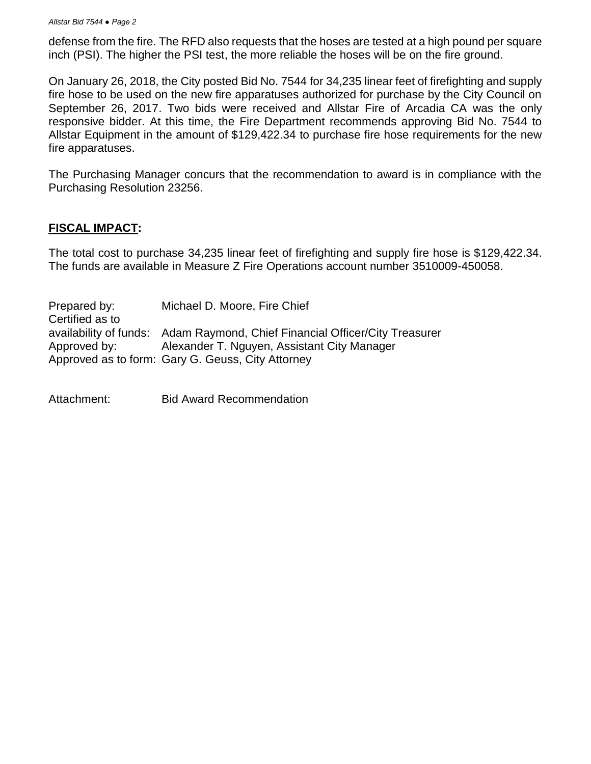defense from the fire. The RFD also requests that the hoses are tested at a high pound per square inch (PSI). The higher the PSI test, the more reliable the hoses will be on the fire ground.

On January 26, 2018, the City posted Bid No. 7544 for 34,235 linear feet of firefighting and supply fire hose to be used on the new fire apparatuses authorized for purchase by the City Council on September 26, 2017. Two bids were received and Allstar Fire of Arcadia CA was the only responsive bidder. At this time, the Fire Department recommends approving Bid No. 7544 to Allstar Equipment in the amount of $129,422.34 to purchase fire hose requirements for the new fire apparatuses.

The Purchasing Manager concurs that the recommendation to award is in compliance with the Purchasing Resolution 23256.

## **FISCAL IMPACT:**

The total cost to purchase 34,235 linear feet of firefighting and supply fire hose is $129,422.34. The funds are available in Measure Z Fire Operations account number 3510009-450058.

Prepared by: Michael D. Moore, Fire Chief
Certified as to availability of funds: Adam Raymond, Chief Financial Officer/City Treasurer
Approved by: Alexander T. Nguyen, Assistant City Manager
Approved as to form: Gary G. Geuss, City Attorney

Attachment: Bid Award Recommendation